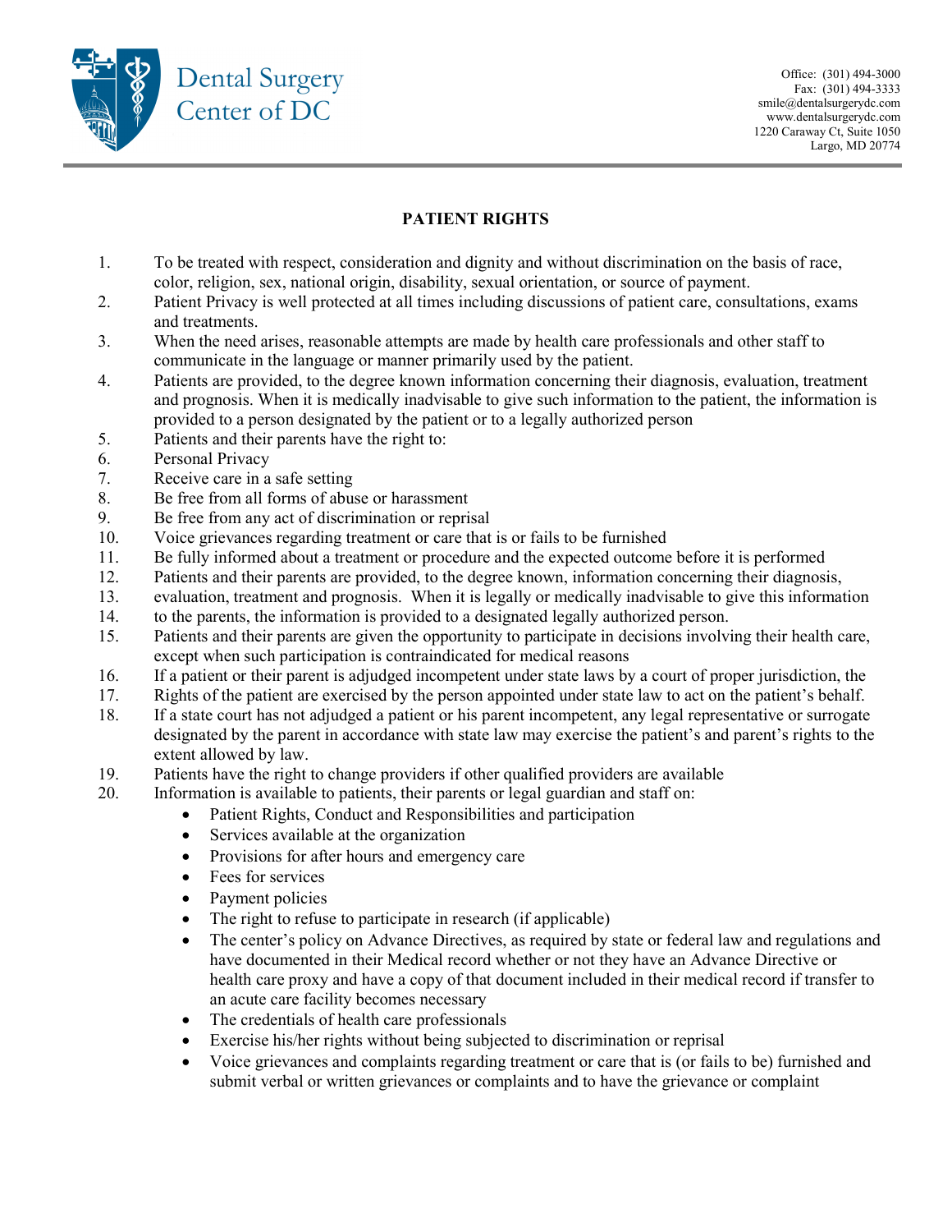Dental Surgery Center of DC

Office: (301) 494-3000
Fax: (301) 494-3333
smile@dentalsurgerydc.com
www.dentalsurgerydc.com
1220 Caraway Ct, Suite 1050
Largo, MD 20774

## PATIENT RIGHTS

1. To be treated with respect, consideration and dignity and without discrimination on the basis of race, color, religion, sex, national origin, disability, sexual orientation, or source of payment.
2. Patient Privacy is well protected at all times including discussions of patient care, consultations, exams and treatments.
3. When the need arises, reasonable attempts are made by health care professionals and other staff to communicate in the language or manner primarily used by the patient.
4. Patients are provided, to the degree known information concerning their diagnosis, evaluation, treatment and prognosis. When it is medically inadvisable to give such information to the patient, the information is provided to a person designated by the patient or to a legally authorized person
5. Patients and their parents have the right to:
6. Personal Privacy
7. Receive care in a safe setting
8. Be free from all forms of abuse or harassment
9. Be free from any act of discrimination or reprisal
10. Voice grievances regarding treatment or care that is or fails to be furnished
11. Be fully informed about a treatment or procedure and the expected outcome before it is performed
12. Patients and their parents are provided, to the degree known, information concerning their diagnosis,
13. evaluation, treatment and prognosis. When it is legally or medically inadvisable to give this information
14. to the parents, the information is provided to a designated legally authorized person.
15. Patients and their parents are given the opportunity to participate in decisions involving their health care, except when such participation is contraindicated for medical reasons
16. If a patient or their parent is adjudged incompetent under state laws by a court of proper jurisdiction, the
17. Rights of the patient are exercised by the person appointed under state law to act on the patient's behalf.
18. If a state court has not adjudged a patient or his parent incompetent, any legal representative or surrogate designated by the parent in accordance with state law may exercise the patient's and parent's rights to the extent allowed by law.
19. Patients have the right to change providers if other qualified providers are available
20. Information is available to patients, their parents or legal guardian and staff on:
    - Patient Rights, Conduct and Responsibilities and participation
    - Services available at the organization
    - Provisions for after hours and emergency care
    - Fees for services
    - Payment policies
    - The right to refuse to participate in research (if applicable)
    - The center's policy on Advance Directives, as required by state or federal law and regulations and have documented in their Medical record whether or not they have an Advance Directive or health care proxy and have a copy of that document included in their medical record if transfer to an acute care facility becomes necessary
    - The credentials of health care professionals
    - Exercise his/her rights without being subjected to discrimination or reprisal
    - Voice grievances and complaints regarding treatment or care that is (or fails to be) furnished and submit verbal or written grievances or complaints and to have the grievance or complaint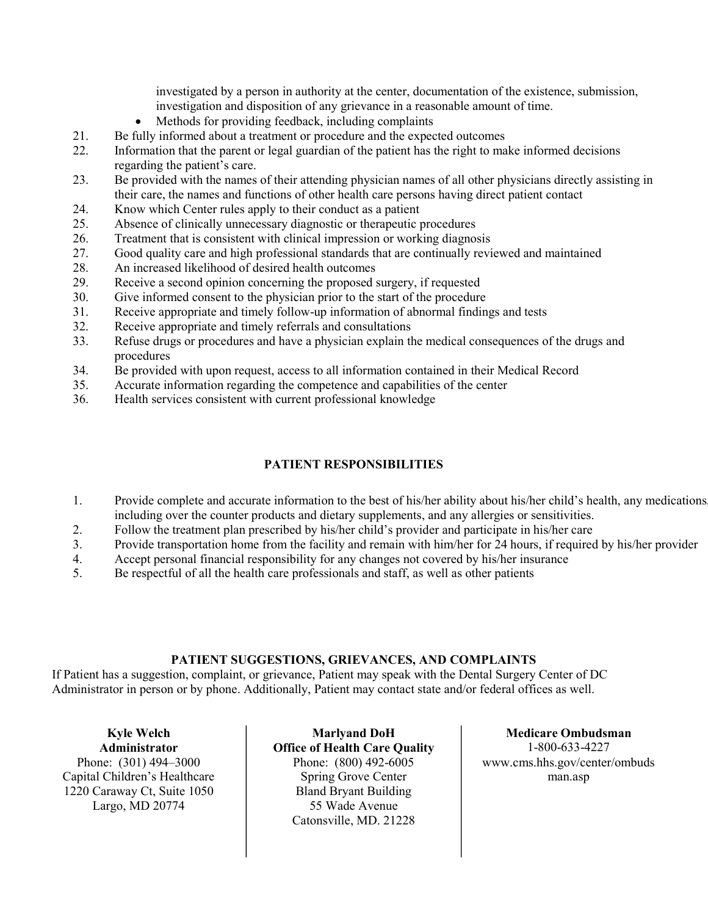investigated by a person in authority at the center, documentation of the existence, submission, investigation and disposition of any grievance in a reasonable amount of time.

- Methods for providing feedback, including complaints

21. Be fully informed about a treatment or procedure and the expected outcomes
22. Information that the parent or legal guardian of the patient has the right to make informed decisions regarding the patient's care.
23. Be provided with the names of their attending physician names of all other physicians directly assisting in their care, the names and functions of other health care persons having direct patient contact
24. Know which Center rules apply to their conduct as a patient
25. Absence of clinically unnecessary diagnostic or therapeutic procedures
26. Treatment that is consistent with clinical impression or working diagnosis
27. Good quality care and high professional standards that are continually reviewed and maintained
28. An increased likelihood of desired health outcomes
29. Receive a second opinion concerning the proposed surgery, if requested
30. Give informed consent to the physician prior to the start of the procedure
31. Receive appropriate and timely follow-up information of abnormal findings and tests
32. Receive appropriate and timely referrals and consultations
33. Refuse drugs or procedures and have a physician explain the medical consequences of the drugs and procedures
34. Be provided with upon request, access to all information contained in their Medical Record
35. Accurate information regarding the competence and capabilities of the center
36. Health services consistent with current professional knowledge

## PATIENT RESPONSIBILITIES

1. Provide complete and accurate information to the best of his/her ability about his/her child's health, any medications, including over the counter products and dietary supplements, and any allergies or sensitivities.
2. Follow the treatment plan prescribed by his/her child's provider and participate in his/her care
3. Provide transportation home from the facility and remain with him/her for 24 hours, if required by his/her provider
4. Accept personal financial responsibility for any changes not covered by his/her insurance
5. Be respectful of all the health care professionals and staff, as well as other patients

## PATIENT SUGGESTIONS, GRIEVANCES, AND COMPLAINTS

If Patient has a suggestion, complaint, or grievance, Patient may speak with the Dental Surgery Center of DC Administrator in person or by phone. Additionally, Patient may contact state and/or federal offices as well.

**Kyle Welch**
**Administrator**
Phone: (301) 494–3000
Capital Children's Healthcare
1220 Caraway Ct, Suite 1050
Largo, MD 20774

**Marlyand DoH**
**Office of Health Care Quality**
Phone: (800) 492-6005
Spring Grove Center
Bland Bryant Building
55 Wade Avenue
Catonsville, MD. 21228

**Medicare Ombudsman**
1-800-633-4227
www.cms.hhs.gov/center/ombudsman.asp